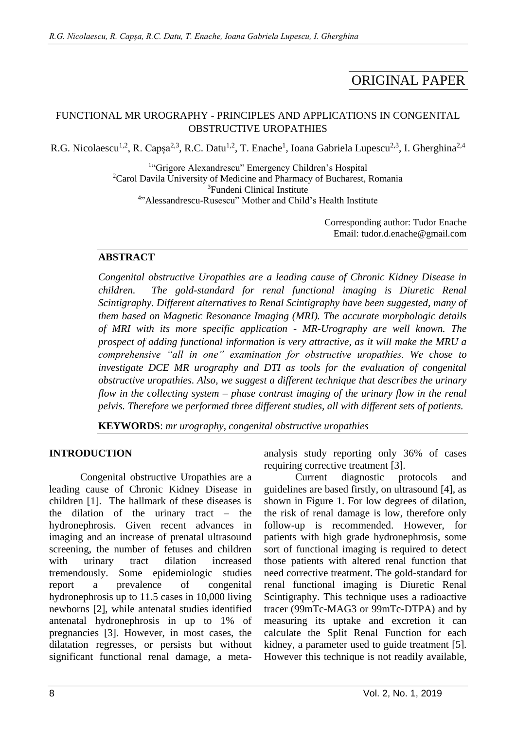ORIGINAL PAPER

# FUNCTIONAL MR UROGRAPHY - PRINCIPLES AND APPLICATIONS IN CONGENITAL OBSTRUCTIVE UROPATHIES

R.G. Nicolaescu[1,2], R. Capșa[2,3], R.C. Datu[1,2], T. Enache[1], Ioana Gabriela Lupescu[2,3], I. Gherghina[2,4]

[1]"Grigore Alexandrescu" Emergency Children's Hospital
[2]Carol Davila University of Medicine and Pharmacy of Bucharest, Romania
[3]Fundeni Clinical Institute
[4]"Alessandrescu-Rusescu" Mother and Child's Health Institute

Corresponding author: Tudor Enache
Email: tudor.d.enache@gmail.com

## ABSTRACT

*Congenital obstructive Uropathies are a leading cause of Chronic Kidney Disease in children. The gold-standard for renal functional imaging is Diuretic Renal Scintigraphy. Different alternatives to Renal Scintigraphy have been suggested, many of them based on Magnetic Resonance Imaging (MRI). The accurate morphologic details of MRI with its more specific application - MR-Urography are well known. The prospect of adding functional information is very attractive, as it will make the MRU a comprehensive "all in one" examination for obstructive uropathies. We chose to investigate DCE MR urography and DTI as tools for the evaluation of congenital obstructive uropathies. Also, we suggest a different technique that describes the urinary flow in the collecting system – phase contrast imaging of the urinary flow in the renal pelvis. Therefore we performed three different studies, all with different sets of patients.*

**KEYWORDS**: *mr urography, congenital obstructive uropathies*

## INTRODUCTION

Congenital obstructive Uropathies are a leading cause of Chronic Kidney Disease in children [1]. The hallmark of these diseases is the dilation of the urinary tract – the hydronephrosis. Given recent advances in imaging and an increase of prenatal ultrasound screening, the number of fetuses and children with urinary tract dilation increased tremendously. Some epidemiologic studies report a prevalence of congenital hydronephrosis up to 11.5 cases in 10,000 living newborns [2], while antenatal studies identified antenatal hydronephrosis in up to 1% of pregnancies [3]. However, in most cases, the dilatation regresses, or persists but without significant functional renal damage, a meta-analysis study reporting only 36% of cases requiring corrective treatment [3].

Current diagnostic protocols and guidelines are based firstly, on ultrasound [4], as shown in Figure 1. For low degrees of dilation, the risk of renal damage is low, therefore only follow-up is recommended. However, for patients with high grade hydronephrosis, some sort of functional imaging is required to detect those patients with altered renal function that need corrective treatment. The gold-standard for renal functional imaging is Diuretic Renal Scintigraphy. This technique uses a radioactive tracer (99mTc-MAG3 or 99mTc-DTPA) and by measuring its uptake and excretion it can calculate the Split Renal Function for each kidney, a parameter used to guide treatment [5]. However this technique is not readily available,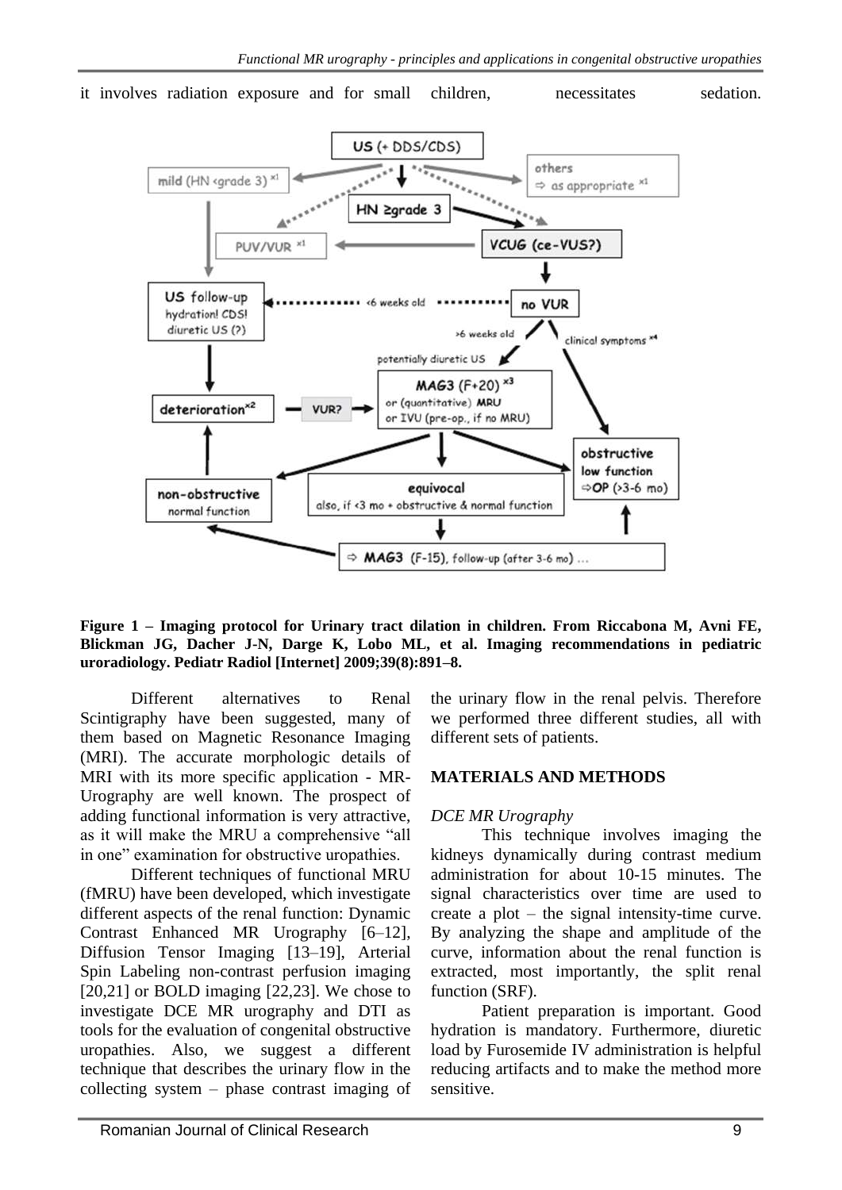it involves radiation exposure and for small children, necessitates sedation.

**Figure 1 – Imaging protocol for Urinary tract dilation in children. From Riccabona M, Avni FE, Blickman JG, Dacher J-N, Darge K, Lobo ML, et al. Imaging recommendations in pediatric uroradiology. Pediatr Radiol [Internet] 2009;39(8):891–8.**

Different alternatives to Renal Scintigraphy have been suggested, many of them based on Magnetic Resonance Imaging (MRI). The accurate morphologic details of MRI with its more specific application - MR-Urography are well known. The prospect of adding functional information is very attractive, as it will make the MRU a comprehensive "all in one" examination for obstructive uropathies.

Different techniques of functional MRU (fMRU) have been developed, which investigate different aspects of the renal function: Dynamic Contrast Enhanced MR Urography [6–12], Diffusion Tensor Imaging [13–19], Arterial Spin Labeling non-contrast perfusion imaging [20,21] or BOLD imaging [22,23]. We chose to investigate DCE MR urography and DTI as tools for the evaluation of congenital obstructive uropathies. Also, we suggest a different technique that describes the urinary flow in the collecting system – phase contrast imaging of the urinary flow in the renal pelvis. Therefore we performed three different studies, all with different sets of patients.

## MATERIALS AND METHODS

### *DCE MR Urography*

This technique involves imaging the kidneys dynamically during contrast medium administration for about 10-15 minutes. The signal characteristics over time are used to create a plot – the signal intensity-time curve. By analyzing the shape and amplitude of the curve, information about the renal function is extracted, most importantly, the split renal function (SRF).

Patient preparation is important. Good hydration is mandatory. Furthermore, diuretic load by Furosemide IV administration is helpful reducing artifacts and to make the method more sensitive.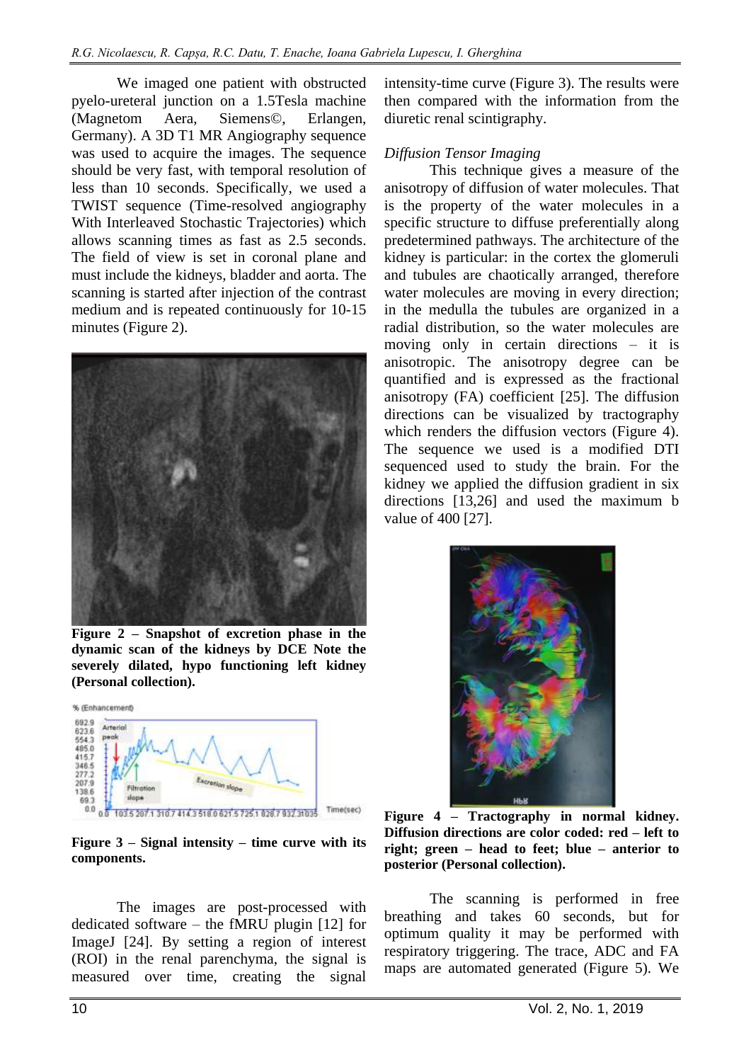We imaged one patient with obstructed pyelo-ureteral junction on a 1.5Tesla machine (Magnetom Aera, Siemens©, Erlangen, Germany). A 3D T1 MR Angiography sequence was used to acquire the images. The sequence should be very fast, with temporal resolution of less than 10 seconds. Specifically, we used a TWIST sequence (Time-resolved angiography With Interleaved Stochastic Trajectories) which allows scanning times as fast as 2.5 seconds. The field of view is set in coronal plane and must include the kidneys, bladder and aorta. The scanning is started after injection of the contrast medium and is repeated continuously for 10-15 minutes (Figure 2).

**Figure 2 – Snapshot of excretion phase in the dynamic scan of the kidneys by DCE Note the severely dilated, hypo functioning left kidney (Personal collection).**

**Figure 3 – Signal intensity – time curve with its components.**

The images are post-processed with dedicated software – the fMRU plugin [12] for ImageJ [24]. By setting a region of interest (ROI) in the renal parenchyma, the signal is measured over time, creating the signal intensity-time curve (Figure 3). The results were then compared with the information from the diuretic renal scintigraphy.

*Diffusion Tensor Imaging*

This technique gives a measure of the anisotropy of diffusion of water molecules. That is the property of the water molecules in a specific structure to diffuse preferentially along predetermined pathways. The architecture of the kidney is particular: in the cortex the glomeruli and tubules are chaotically arranged, therefore water molecules are moving in every direction; in the medulla the tubules are organized in a radial distribution, so the water molecules are moving only in certain directions – it is anisotropic. The anisotropy degree can be quantified and is expressed as the fractional anisotropy (FA) coefficient [25]. The diffusion directions can be visualized by tractography which renders the diffusion vectors (Figure 4). The sequence we used is a modified DTI sequenced used to study the brain. For the kidney we applied the diffusion gradient in six directions [13,26] and used the maximum b value of 400 [27].

**Figure 4 – Tractography in normal kidney. Diffusion directions are color coded: red – left to right; green – head to feet; blue – anterior to posterior (Personal collection).**

The scanning is performed in free breathing and takes 60 seconds, but for optimum quality it may be performed with respiratory triggering. The trace, ADC and FA maps are automated generated (Figure 5). We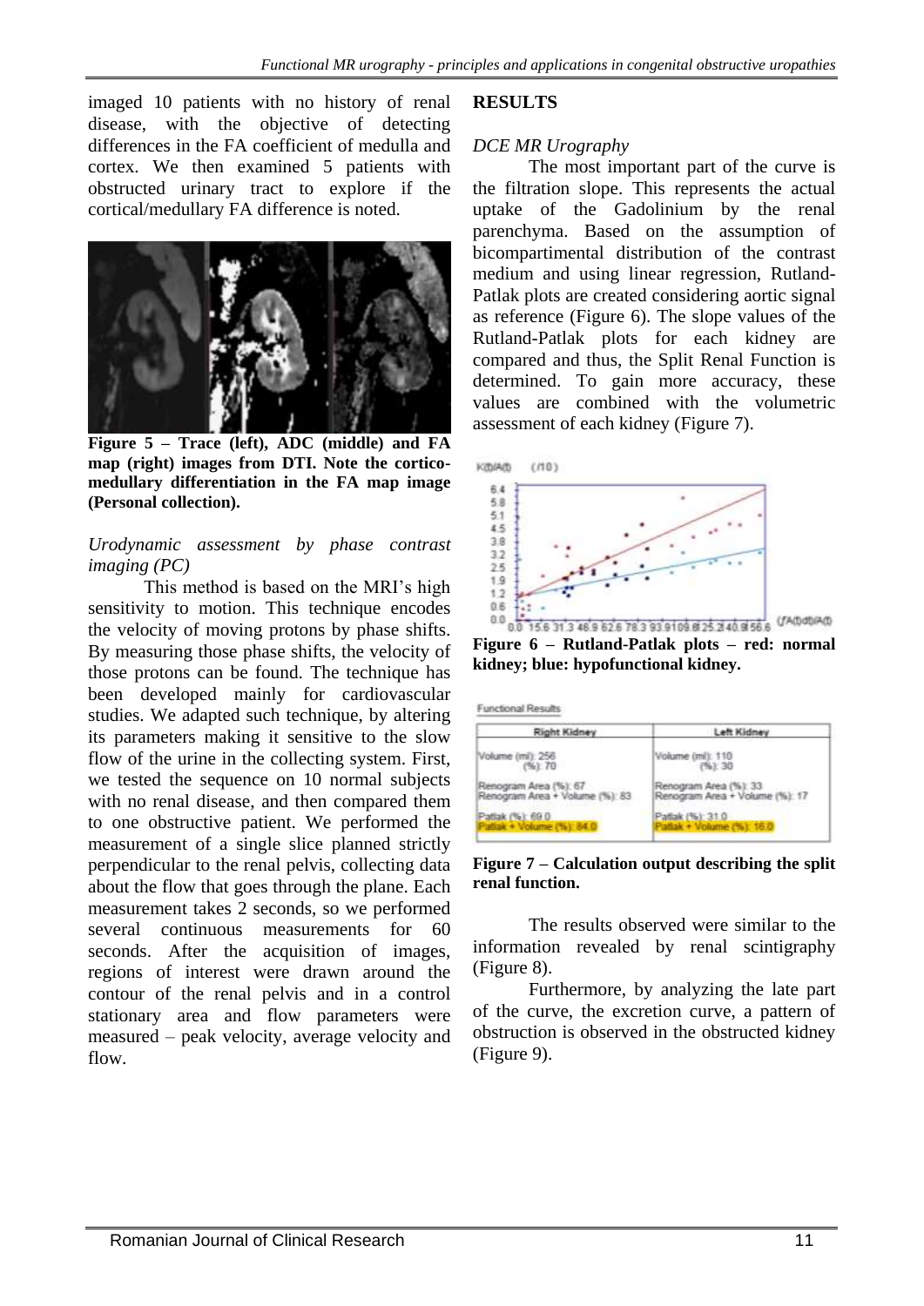imaged 10 patients with no history of renal disease, with the objective of detecting differences in the FA coefficient of medulla and cortex. We then examined 5 patients with obstructed urinary tract to explore if the cortical/medullary FA difference is noted.

**Figure 5 – Trace (left), ADC (middle) and FA map (right) images from DTI. Note the cortico-medullary differentiation in the FA map image (Personal collection).**

*Urodynamic assessment by phase contrast imaging (PC)*

This method is based on the MRI's high sensitivity to motion. This technique encodes the velocity of moving protons by phase shifts. By measuring those phase shifts, the velocity of those protons can be found. The technique has been developed mainly for cardiovascular studies. We adapted such technique, by altering its parameters making it sensitive to the slow flow of the urine in the collecting system. First, we tested the sequence on 10 normal subjects with no renal disease, and then compared them to one obstructive patient. We performed the measurement of a single slice planned strictly perpendicular to the renal pelvis, collecting data about the flow that goes through the plane. Each measurement takes 2 seconds, so we performed several continuous measurements for 60 seconds. After the acquisition of images, regions of interest were drawn around the contour of the renal pelvis and in a control stationary area and flow parameters were measured – peak velocity, average velocity and flow.

## RESULTS

*DCE MR Urography*

The most important part of the curve is the filtration slope. This represents the actual uptake of the Gadolinium by the renal parenchyma. Based on the assumption of bicompartimental distribution of the contrast medium and using linear regression, Rutland-Patlak plots are created considering aortic signal as reference (Figure 6). The slope values of the Rutland-Patlak plots for each kidney are compared and thus, the Split Renal Function is determined. To gain more accuracy, these values are combined with the volumetric assessment of each kidney (Figure 7).

**Figure 6 – Rutland-Patlak plots – red: normal kidney; blue: hypofunctional kidney.**

Functional Results

| Right Kidney | Left Kidney |
|---|---|
| Volume (ml): 256 (%): 70 | Volume (ml): 110 (%): 30 |
| Renogram Area (%): 67 Renogram Area + Volume (%): 83 | Renogram Area (%): 33 Renogram Area + Volume (%): 17 |
| Patlak (%): 69.0 Patlak + Volume (%): 84.0 | Patlak (%): 31.0 Patlak + Volume (%): 16.0 |

**Figure 7 – Calculation output describing the split renal function.**

The results observed were similar to the information revealed by renal scintigraphy (Figure 8).

Furthermore, by analyzing the late part of the curve, the excretion curve, a pattern of obstruction is observed in the obstructed kidney (Figure 9).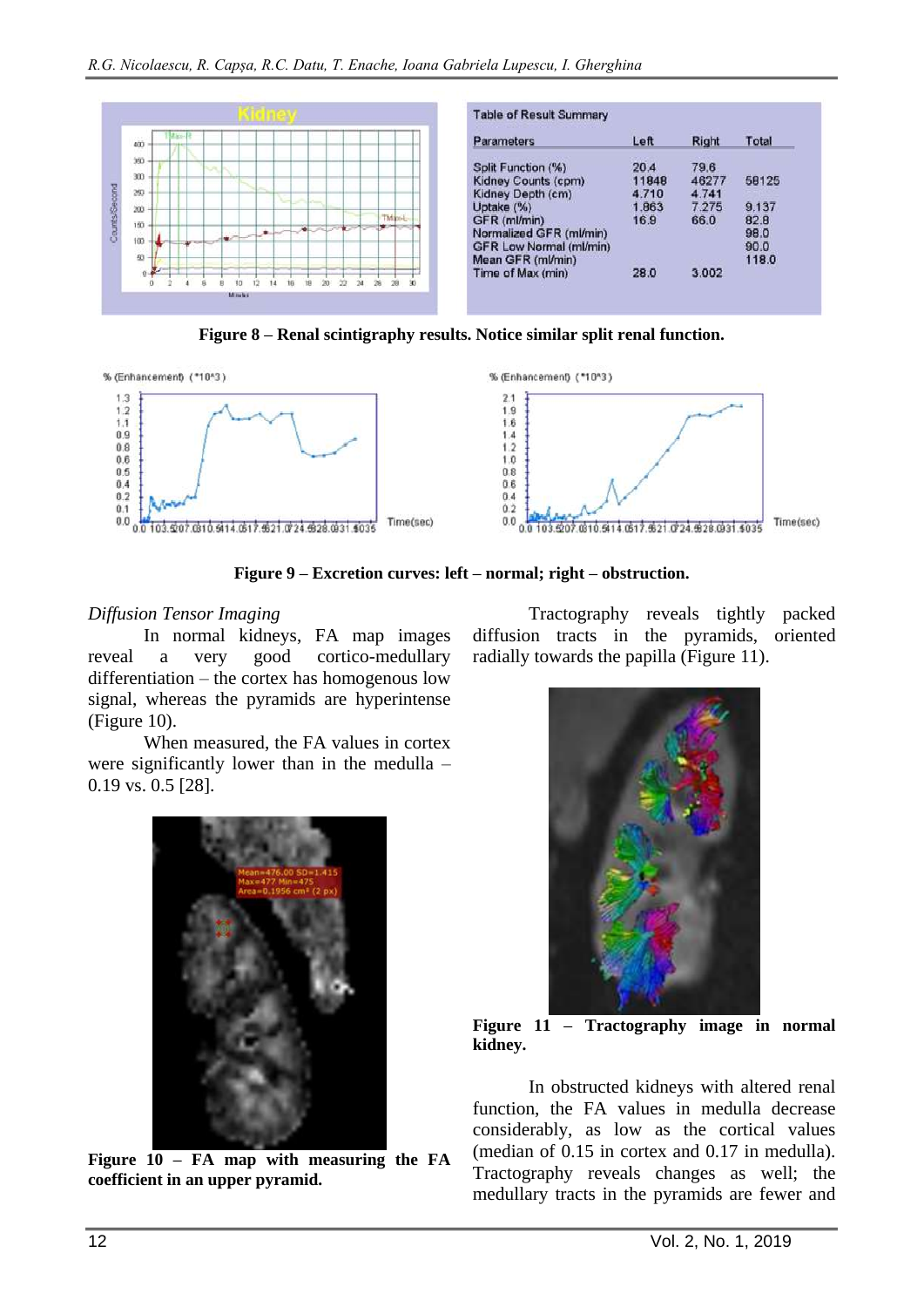| Table of Result Summary | | | |
|---|---|---|---|
| Parameters | Left | Right | Total |
| Split Function (%) | 20.4 | 79.6 | |
| Kidney Counts (cpm) | 11848 | 46277 | 58125 |
| Kidney Depth (cm) | 4.710 | 4.741 | |
| Uptake (%) | 1.863 | 7.275 | 9.137 |
| GFR (ml/min) | 16.9 | 66.0 | 82.8 |
| Normalized GFR (ml/min) | | | 98.0 |
| GFR Low Normal (ml/min) | | | 90.0 |
| Mean GFR (ml/min) | | | 118.0 |
| Time of Max (min) | 28.0 | 3.002 | |

**Figure 8 – Renal scintigraphy results. Notice similar split renal function.**

**Figure 9 – Excretion curves: left – normal; right – obstruction.**

*Diffusion Tensor Imaging*

In normal kidneys, FA map images reveal a very good cortico-medullary differentiation – the cortex has homogenous low signal, whereas the pyramids are hyperintense (Figure 10).

When measured, the FA values in cortex were significantly lower than in the medulla – 0.19 vs. 0.5 [28].

**Figure 10 – FA map with measuring the FA coefficient in an upper pyramid.**

Tractography reveals tightly packed diffusion tracts in the pyramids, oriented radially towards the papilla (Figure 11).

**Figure 11 – Tractography image in normal kidney.**

In obstructed kidneys with altered renal function, the FA values in medulla decrease considerably, as low as the cortical values (median of 0.15 in cortex and 0.17 in medulla). Tractography reveals changes as well; the medullary tracts in the pyramids are fewer and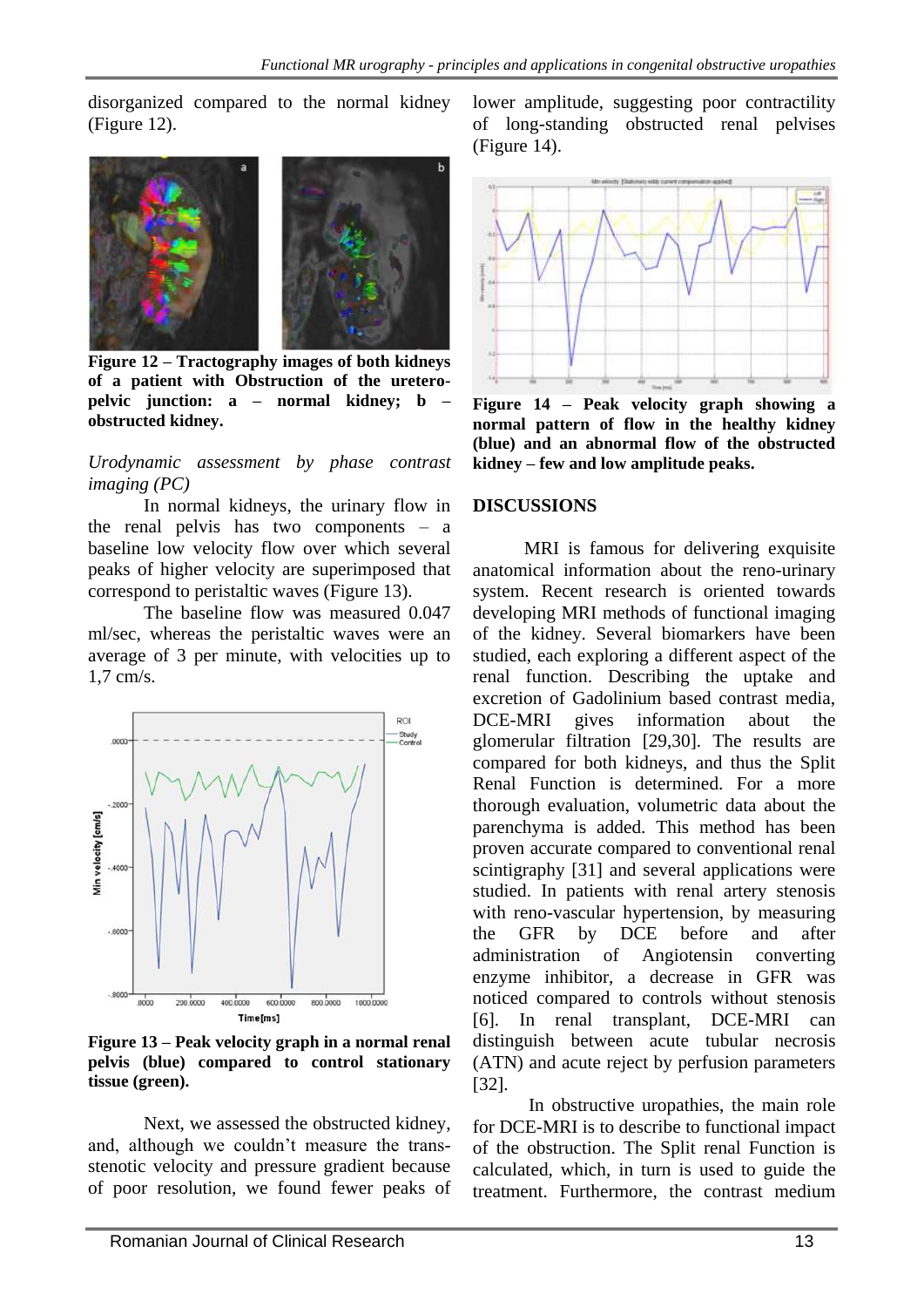disorganized compared to the normal kidney (Figure 12).

**Figure 12 – Tractography images of both kidneys of a patient with Obstruction of the uretero-pelvic junction: a – normal kidney; b – obstructed kidney.**

*Urodynamic assessment by phase contrast imaging (PC)*

In normal kidneys, the urinary flow in the renal pelvis has two components – a baseline low velocity flow over which several peaks of higher velocity are superimposed that correspond to peristaltic waves (Figure 13).

The baseline flow was measured 0.047 ml/sec, whereas the peristaltic waves were an average of 3 per minute, with velocities up to 1,7 cm/s.

**Figure 13 – Peak velocity graph in a normal renal pelvis (blue) compared to control stationary tissue (green).**

Next, we assessed the obstructed kidney, and, although we couldn't measure the trans-stenotic velocity and pressure gradient because of poor resolution, we found fewer peaks of lower amplitude, suggesting poor contractility of long-standing obstructed renal pelvises (Figure 14).

**Figure 14 – Peak velocity graph showing a normal pattern of flow in the healthy kidney (blue) and an abnormal flow of the obstructed kidney – few and low amplitude peaks.**

## DISCUSSIONS

MRI is famous for delivering exquisite anatomical information about the reno-urinary system. Recent research is oriented towards developing MRI methods of functional imaging of the kidney. Several biomarkers have been studied, each exploring a different aspect of the renal function. Describing the uptake and excretion of Gadolinium based contrast media, DCE-MRI gives information about the glomerular filtration [29,30]. The results are compared for both kidneys, and thus the Split Renal Function is determined. For a more thorough evaluation, volumetric data about the parenchyma is added. This method has been proven accurate compared to conventional renal scintigraphy [31] and several applications were studied. In patients with renal artery stenosis with reno-vascular hypertension, by measuring the GFR by DCE before and after administration of Angiotensin converting enzyme inhibitor, a decrease in GFR was noticed compared to controls without stenosis [6]. In renal transplant, DCE-MRI can distinguish between acute tubular necrosis (ATN) and acute reject by perfusion parameters [32].

In obstructive uropathies, the main role for DCE-MRI is to describe to functional impact of the obstruction. The Split renal Function is calculated, which, in turn is used to guide the treatment. Furthermore, the contrast medium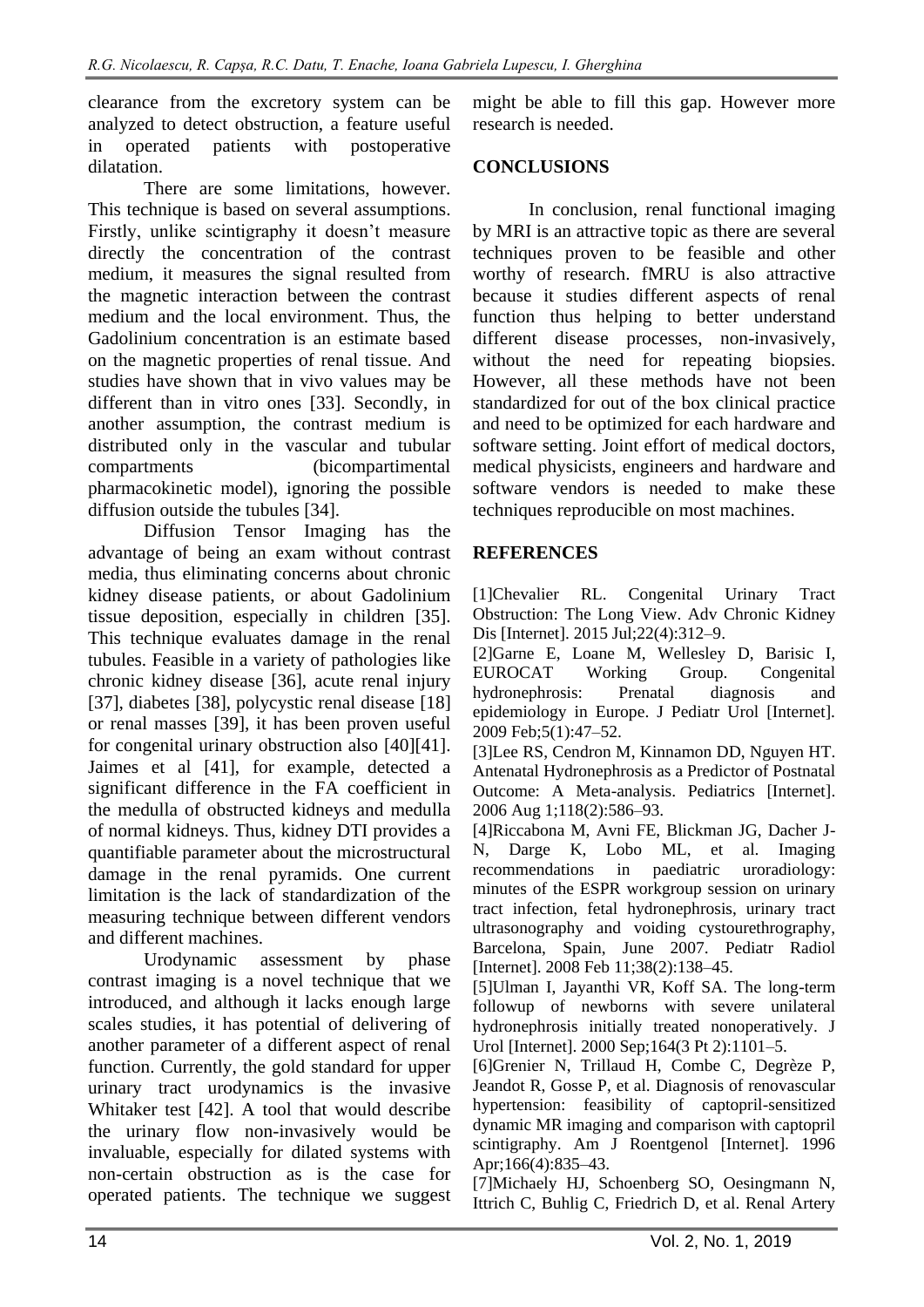clearance from the excretory system can be analyzed to detect obstruction, a feature useful in operated patients with postoperative dilatation.

There are some limitations, however. This technique is based on several assumptions. Firstly, unlike scintigraphy it doesn't measure directly the concentration of the contrast medium, it measures the signal resulted from the magnetic interaction between the contrast medium and the local environment. Thus, the Gadolinium concentration is an estimate based on the magnetic properties of renal tissue. And studies have shown that in vivo values may be different than in vitro ones [33]. Secondly, in another assumption, the contrast medium is distributed only in the vascular and tubular compartments (bicompartimental pharmacokinetic model), ignoring the possible diffusion outside the tubules [34].

Diffusion Tensor Imaging has the advantage of being an exam without contrast media, thus eliminating concerns about chronic kidney disease patients, or about Gadolinium tissue deposition, especially in children [35]. This technique evaluates damage in the renal tubules. Feasible in a variety of pathologies like chronic kidney disease [36], acute renal injury [37], diabetes [38], polycystic renal disease [18] or renal masses [39], it has been proven useful for congenital urinary obstruction also [40][41]. Jaimes et al [41], for example, detected a significant difference in the FA coefficient in the medulla of obstructed kidneys and medulla of normal kidneys. Thus, kidney DTI provides a quantifiable parameter about the microstructural damage in the renal pyramids. One current limitation is the lack of standardization of the measuring technique between different vendors and different machines.

Urodynamic assessment by phase contrast imaging is a novel technique that we introduced, and although it lacks enough large scales studies, it has potential of delivering of another parameter of a different aspect of renal function. Currently, the gold standard for upper urinary tract urodynamics is the invasive Whitaker test [42]. A tool that would describe the urinary flow non-invasively would be invaluable, especially for dilated systems with non-certain obstruction as is the case for operated patients. The technique we suggest might be able to fill this gap. However more research is needed.

## CONCLUSIONS

In conclusion, renal functional imaging by MRI is an attractive topic as there are several techniques proven to be feasible and other worthy of research. fMRU is also attractive because it studies different aspects of renal function thus helping to better understand different disease processes, non-invasively, without the need for repeating biopsies. However, all these methods have not been standardized for out of the box clinical practice and need to be optimized for each hardware and software setting. Joint effort of medical doctors, medical physicists, engineers and hardware and software vendors is needed to make these techniques reproducible on most machines.

## REFERENCES

[1]Chevalier RL. Congenital Urinary Tract Obstruction: The Long View. Adv Chronic Kidney Dis [Internet]. 2015 Jul;22(4):312–9.

[2]Garne E, Loane M, Wellesley D, Barisic I, EUROCAT Working Group. Congenital hydronephrosis: Prenatal diagnosis and epidemiology in Europe. J Pediatr Urol [Internet]. 2009 Feb;5(1):47–52.

[3]Lee RS, Cendron M, Kinnamon DD, Nguyen HT. Antenatal Hydronephrosis as a Predictor of Postnatal Outcome: A Meta-analysis. Pediatrics [Internet]. 2006 Aug 1;118(2):586–93.

[4]Riccabona M, Avni FE, Blickman JG, Dacher J-N, Darge K, Lobo ML, et al. Imaging recommendations in paediatric uroradiology: minutes of the ESPR workgroup session on urinary tract infection, fetal hydronephrosis, urinary tract ultrasonography and voiding cystourethrography, Barcelona, Spain, June 2007. Pediatr Radiol [Internet]. 2008 Feb 11;38(2):138–45.

[5]Ulman I, Jayanthi VR, Koff SA. The long-term followup of newborns with severe unilateral hydronephrosis initially treated nonoperatively. J Urol [Internet]. 2000 Sep;164(3 Pt 2):1101–5.

[6]Grenier N, Trillaud H, Combe C, Degrèze P, Jeandot R, Gosse P, et al. Diagnosis of renovascular hypertension: feasibility of captopril-sensitized dynamic MR imaging and comparison with captopril scintigraphy. Am J Roentgenol [Internet]. 1996 Apr;166(4):835–43.

[7]Michaely HJ, Schoenberg SO, Oesingmann N, Ittrich C, Buhlig C, Friedrich D, et al. Renal Artery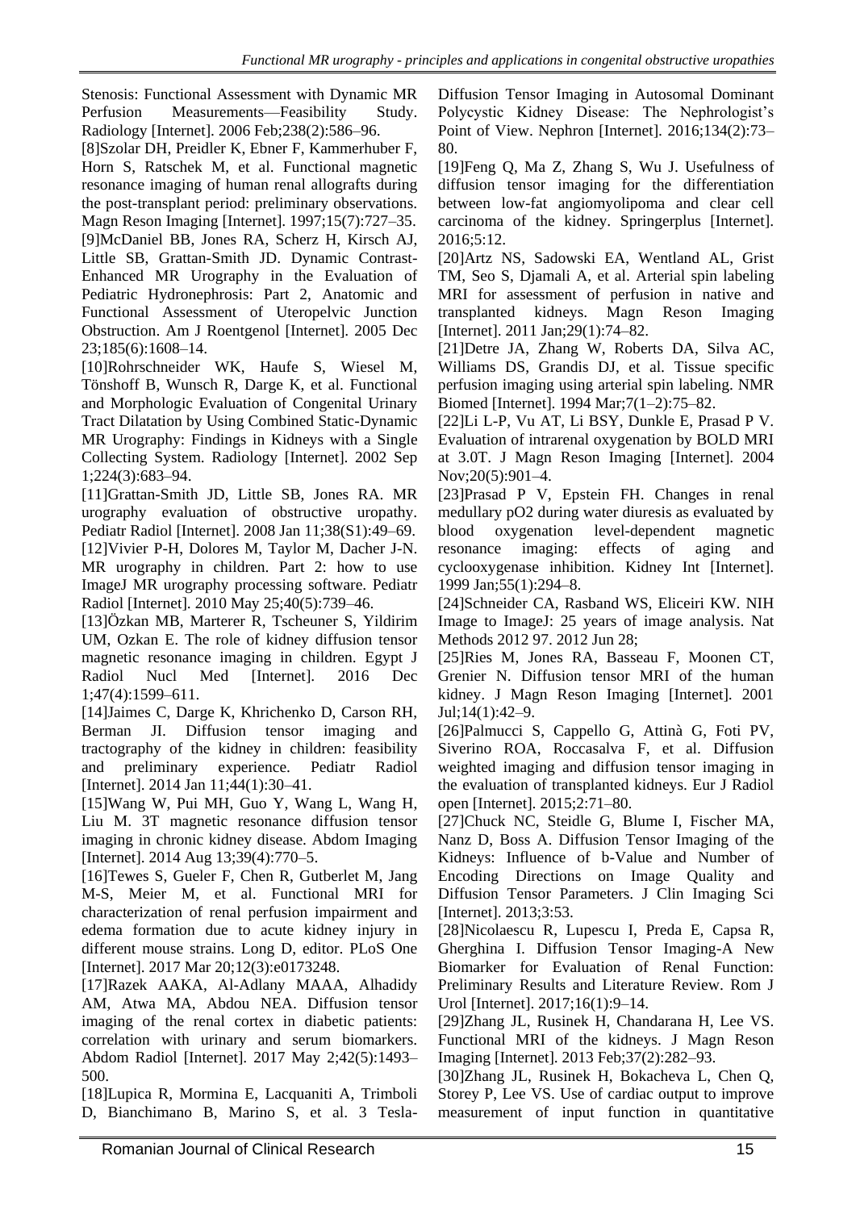Stenosis: Functional Assessment with Dynamic MR Perfusion Measurements—Feasibility Study. Radiology [Internet]. 2006 Feb;238(2):586–96.

[8]Szolar DH, Preidler K, Ebner F, Kammerhuber F, Horn S, Ratschek M, et al. Functional magnetic resonance imaging of human renal allografts during the post-transplant period: preliminary observations. Magn Reson Imaging [Internet]. 1997;15(7):727–35.

[9]McDaniel BB, Jones RA, Scherz H, Kirsch AJ, Little SB, Grattan-Smith JD. Dynamic Contrast-Enhanced MR Urography in the Evaluation of Pediatric Hydronephrosis: Part 2, Anatomic and Functional Assessment of Uteropelvic Junction Obstruction. Am J Roentgenol [Internet]. 2005 Dec 23;185(6):1608–14.

[10]Rohrschneider WK, Haufe S, Wiesel M, Tönshoff B, Wunsch R, Darge K, et al. Functional and Morphologic Evaluation of Congenital Urinary Tract Dilatation by Using Combined Static-Dynamic MR Urography: Findings in Kidneys with a Single Collecting System. Radiology [Internet]. 2002 Sep 1;224(3):683–94.

[11]Grattan-Smith JD, Little SB, Jones RA. MR urography evaluation of obstructive uropathy. Pediatr Radiol [Internet]. 2008 Jan 11;38(S1):49–69.

[12]Vivier P-H, Dolores M, Taylor M, Dacher J-N. MR urography in children. Part 2: how to use ImageJ MR urography processing software. Pediatr Radiol [Internet]. 2010 May 25;40(5):739–46.

[13]Özkan MB, Marterer R, Tscheuner S, Yildirim UM, Ozkan E. The role of kidney diffusion tensor magnetic resonance imaging in children. Egypt J Radiol Nucl Med [Internet]. 2016 Dec 1;47(4):1599–611.

[14]Jaimes C, Darge K, Khrichenko D, Carson RH, Berman JI. Diffusion tensor imaging and tractography of the kidney in children: feasibility and preliminary experience. Pediatr Radiol [Internet]. 2014 Jan 11;44(1):30–41.

[15]Wang W, Pui MH, Guo Y, Wang L, Wang H, Liu M. 3T magnetic resonance diffusion tensor imaging in chronic kidney disease. Abdom Imaging [Internet]. 2014 Aug 13;39(4):770–5.

[16]Tewes S, Gueler F, Chen R, Gutberlet M, Jang M-S, Meier M, et al. Functional MRI for characterization of renal perfusion impairment and edema formation due to acute kidney injury in different mouse strains. Long D, editor. PLoS One [Internet]. 2017 Mar 20;12(3):e0173248.

[17]Razek AAKA, Al-Adlany MAAA, Alhadidy AM, Atwa MA, Abdou NEA. Diffusion tensor imaging of the renal cortex in diabetic patients: correlation with urinary and serum biomarkers. Abdom Radiol [Internet]. 2017 May 2;42(5):1493–500.

[18]Lupica R, Mormina E, Lacquaniti A, Trimboli D, Bianchimano B, Marino S, et al. 3 Tesla-Diffusion Tensor Imaging in Autosomal Dominant Polycystic Kidney Disease: The Nephrologist's Point of View. Nephron [Internet]. 2016;134(2):73–80.

[19]Feng Q, Ma Z, Zhang S, Wu J. Usefulness of diffusion tensor imaging for the differentiation between low-fat angiomyolipoma and clear cell carcinoma of the kidney. Springerplus [Internet]. 2016;5:12.

[20]Artz NS, Sadowski EA, Wentland AL, Grist TM, Seo S, Djamali A, et al. Arterial spin labeling MRI for assessment of perfusion in native and transplanted kidneys. Magn Reson Imaging [Internet]. 2011 Jan;29(1):74–82.

[21]Detre JA, Zhang W, Roberts DA, Silva AC, Williams DS, Grandis DJ, et al. Tissue specific perfusion imaging using arterial spin labeling. NMR Biomed [Internet]. 1994 Mar;7(1–2):75–82.

[22]Li L-P, Vu AT, Li BSY, Dunkle E, Prasad P V. Evaluation of intrarenal oxygenation by BOLD MRI at 3.0T. J Magn Reson Imaging [Internet]. 2004 Nov;20(5):901–4.

[23]Prasad P V, Epstein FH. Changes in renal medullary pO2 during water diuresis as evaluated by blood oxygenation level-dependent magnetic resonance imaging: effects of aging and cyclooxygenase inhibition. Kidney Int [Internet]. 1999 Jan;55(1):294–8.

[24]Schneider CA, Rasband WS, Eliceiri KW. NIH Image to ImageJ: 25 years of image analysis. Nat Methods 2012 97. 2012 Jun 28;

[25]Ries M, Jones RA, Basseau F, Moonen CT, Grenier N. Diffusion tensor MRI of the human kidney. J Magn Reson Imaging [Internet]. 2001 Jul;14(1):42–9.

[26]Palmucci S, Cappello G, Attinà G, Foti PV, Siverino ROA, Roccasalva F, et al. Diffusion weighted imaging and diffusion tensor imaging in the evaluation of transplanted kidneys. Eur J Radiol open [Internet]. 2015;2:71–80.

[27]Chuck NC, Steidle G, Blume I, Fischer MA, Nanz D, Boss A. Diffusion Tensor Imaging of the Kidneys: Influence of b-Value and Number of Encoding Directions on Image Quality and Diffusion Tensor Parameters. J Clin Imaging Sci [Internet]. 2013;3:53.

[28]Nicolaescu R, Lupescu I, Preda E, Capsa R, Gherghina I. Diffusion Tensor Imaging-A New Biomarker for Evaluation of Renal Function: Preliminary Results and Literature Review. Rom J Urol [Internet]. 2017;16(1):9–14.

[29]Zhang JL, Rusinek H, Chandarana H, Lee VS. Functional MRI of the kidneys. J Magn Reson Imaging [Internet]. 2013 Feb;37(2):282–93.

[30]Zhang JL, Rusinek H, Bokacheva L, Chen Q, Storey P, Lee VS. Use of cardiac output to improve measurement of input function in quantitative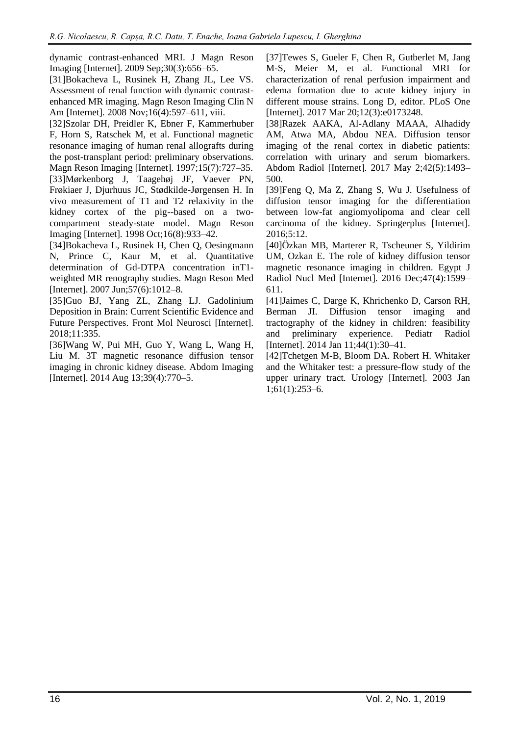dynamic contrast-enhanced MRI. J Magn Reson Imaging [Internet]. 2009 Sep;30(3):656–65.

[31]Bokacheva L, Rusinek H, Zhang JL, Lee VS. Assessment of renal function with dynamic contrast-enhanced MR imaging. Magn Reson Imaging Clin N Am [Internet]. 2008 Nov;16(4):597–611, viii.

[32]Szolar DH, Preidler K, Ebner F, Kammerhuber F, Horn S, Ratschek M, et al. Functional magnetic resonance imaging of human renal allografts during the post-transplant period: preliminary observations. Magn Reson Imaging. 1997;15(7):727–35.

[33]Mørkenborg J, Taagehøj JF, Vaever PN, Frøkiaer J, Djurhuus JC, Stødkilde-Jørgensen H. In vivo measurement of T1 and T2 relaxivity in the kidney cortex of the pig--based on a two-compartment steady-state model. Magn Reson Imaging [Internet]. 1998 Oct;16(8):933–42.

[34]Bokacheva L, Rusinek H, Chen Q, Oesingmann N, Prince C, Kaur M, et al. Quantitative determination of Gd-DTPA concentration inT1-weighted MR renography studies. Magn Reson Med [Internet]. 2007 Jun;57(6):1012–8.

[35]Guo BJ, Yang ZL, Zhang LJ. Gadolinium Deposition in Brain: Current Scientific Evidence and Future Perspectives. Front Mol Neurosci [Internet]. 2018;11:335.

[36]Wang W, Pui MH, Guo Y, Wang L, Wang H, Liu M. 3T magnetic resonance diffusion tensor imaging in chronic kidney disease. Abdom Imaging [Internet]. 2014 Aug 13;39(4):770–5.

[37]Tewes S, Gueler F, Chen R, Gutberlet M, Jang M-S, Meier M, et al. Functional MRI for characterization of renal perfusion impairment and edema formation due to acute kidney injury in different mouse strains. Long D, editor. PLoS One [Internet]. 2017 Mar 20;12(3):e0173248.

[38]Razek AAKA, Al-Adlany MAAA, Alhadidy AM, Atwa MA, Abdou NEA. Diffusion tensor imaging of the renal cortex in diabetic patients: correlation with urinary and serum biomarkers. Abdom Radiol [Internet]. 2017 May 2;42(5):1493–500.

[39]Feng Q, Ma Z, Zhang S, Wu J. Usefulness of diffusion tensor imaging for the differentiation between low-fat angiomyolipoma and clear cell carcinoma of the kidney. Springerplus [Internet]. 2016;5:12.

[40]Özkan MB, Marterer R, Tscheuner S, Yildirim UM, Ozkan E. The role of kidney diffusion tensor magnetic resonance imaging in children. Egypt J Radiol Nucl Med [Internet]. 2016 Dec;47(4):1599–611.

[41]Jaimes C, Darge K, Khrichenko D, Carson RH, Berman JI. Diffusion tensor imaging and tractography of the kidney in children: feasibility and preliminary experience. Pediatr Radiol [Internet]. 2014 Jan 11;44(1):30–41.

[42]Tchetgen M-B, Bloom DA. Robert H. Whitaker and the Whitaker test: a pressure-flow study of the upper urinary tract. Urology [Internet]. 2003 Jan 1;61(1):253–6.